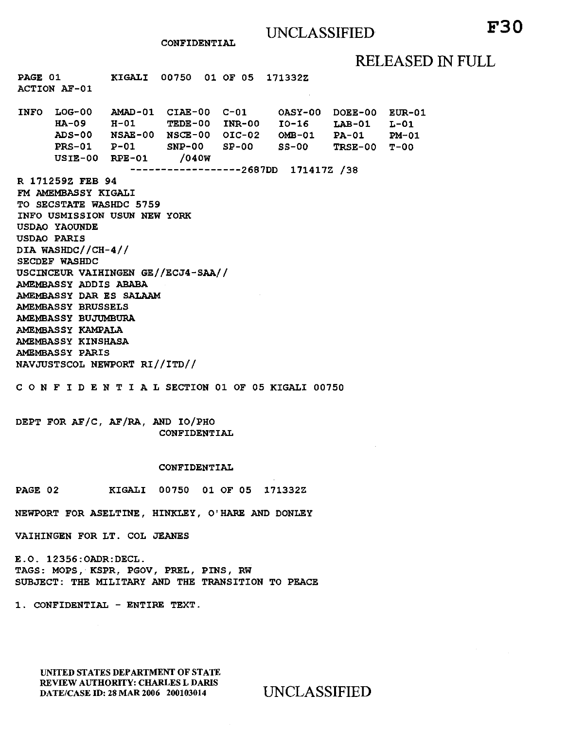UNCLASSIFIED

F30

CONFIDENTIAL

RELEASED IN FULL

PAGE 01 KIGALI 00750 01 OF 05 171332Z
ACTION AF-01

```
INFO  LOG-00   AMAD-01  CIAE-00  C-01     OASY-00  DOEE-00  EUR-01
      HA-09    H-01     TEDE-00  INR-00   IO-16    LAB-01   L-01
      ADS-00   NSAE-00  NSCE-00  OIC-02   OMB-01   PA-01    PM-01
      PRS-01   P-01     SNP-00   SP-00    SS-00    TRSE-00  T-00
      USIE-00  RPE-01    /040W
                  ------------------2687DD  171417Z /38
```

R 171259Z FEB 94
FM AMEMBASSY KIGALI
TO SECSTATE WASHDC 5759
INFO USMISSION USUN NEW YORK
USDAO YAOUNDE
USDAO PARIS
DIA WASHDC//CH-4//
SECDEF WASHDC
USCINCEUR VAIHINGEN GE//ECJ4-SAA//
AMEMBASSY ADDIS ABABA
AMEMBASSY DAR ES SALAAM
AMEMBASSY BRUSSELS
AMEMBASSY BUJUMBURA
AMEMBASSY KAMPALA
AMEMBASSY KINSHASA
AMEMBASSY PARIS
NAVJUSTSCOL NEWPORT RI//ITD//

C O N F I D E N T I A L SECTION 01 OF 05 KIGALI 00750

DEPT FOR AF/C, AF/RA, AND IO/PHO

NEWPORT FOR ASELTINE, HINKLEY, O'HARE AND DONLEY

VAIHINGEN FOR LT. COL JEANES

E.O. 12356:OADR:DECL.
TAGS: MOPS, KSPR, PGOV, PREL, PINS, RW
SUBJECT: THE MILITARY AND THE TRANSITION TO PEACE

1. CONFIDENTIAL - ENTIRE TEXT.

UNITED STATES DEPARTMENT OF STATE
REVIEW AUTHORITY: CHARLES L DARIS
DATE/CASE ID: 28 MAR 2006 200103014

UNCLASSIFIED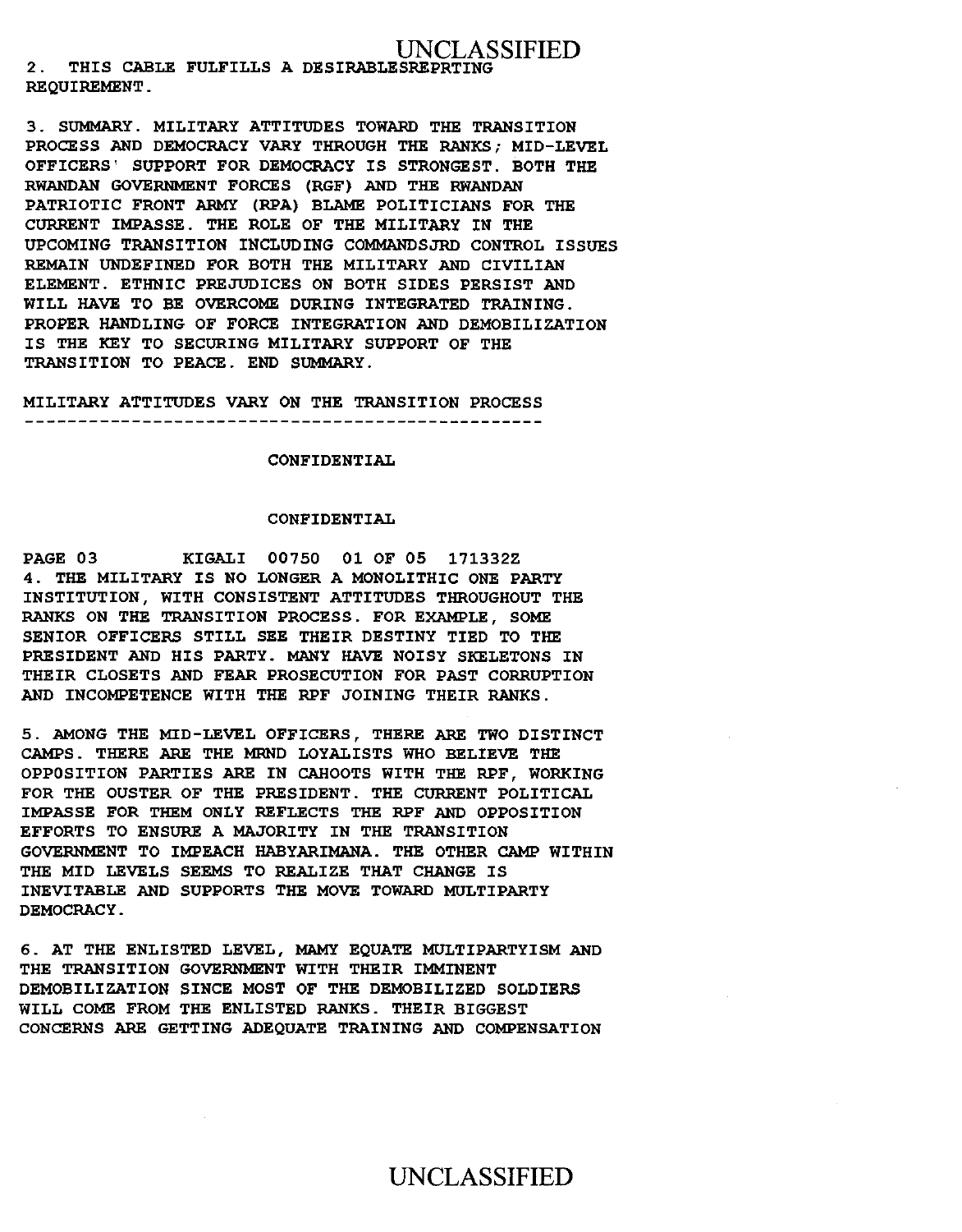2. THIS CABLE FULFILLS A DESIRABLESREPRTING REQUIREMENT.

3. SUMMARY. MILITARY ATTITUDES TOWARD THE TRANSITION PROCESS AND DEMOCRACY VARY THROUGH THE RANKS; MID-LEVEL OFFICERS' SUPPORT FOR DEMOCRACY IS STRONGEST. BOTH THE RWANDAN GOVERNMENT FORCES (RGF) AND THE RWANDAN PATRIOTIC FRONT ARMY (RPA) BLAME POLITICIANS FOR THE CURRENT IMPASSE. THE ROLE OF THE MILITARY IN THE UPCOMING TRANSITION INCLUDING COMMANDSJRD CONTROL ISSUES REMAIN UNDEFINED FOR BOTH THE MILITARY AND CIVILIAN ELEMENT. ETHNIC PREJUDICES ON BOTH SIDES PERSIST AND WILL HAVE TO BE OVERCOME DURING INTEGRATED TRAINING. PROPER HANDLING OF FORCE INTEGRATION AND DEMOBILIZATION IS THE KEY TO SECURING MILITARY SUPPORT OF THE TRANSITION TO PEACE. END SUMMARY.

MILITARY ATTITUDES VARY ON THE TRANSITION PROCESS
-------------------------------------------------

CONFIDENTIAL

CONFIDENTIAL

PAGE 03 KIGALI 00750 01 OF 05 171332Z

4. THE MILITARY IS NO LONGER A MONOLITHIC ONE PARTY INSTITUTION, WITH CONSISTENT ATTITUDES THROUGHOUT THE RANKS ON THE TRANSITION PROCESS. FOR EXAMPLE, SOME SENIOR OFFICERS STILL SEE THEIR DESTINY TIED TO THE PRESIDENT AND HIS PARTY. MANY HAVE NOISY SKELETONS IN THEIR CLOSETS AND FEAR PROSECUTION FOR PAST CORRUPTION AND INCOMPETENCE WITH THE RPF JOINING THEIR RANKS.

5. AMONG THE MID-LEVEL OFFICERS, THERE ARE TWO DISTINCT CAMPS. THERE ARE THE MRND LOYALISTS WHO BELIEVE THE OPPOSITION PARTIES ARE IN CAHOOTS WITH THE RPF, WORKING FOR THE OUSTER OF THE PRESIDENT. THE CURRENT POLITICAL IMPASSE FOR THEM ONLY REFLECTS THE RPF AND OPPOSITION EFFORTS TO ENSURE A MAJORITY IN THE TRANSITION GOVERNMENT TO IMPEACH HABYARIMANA. THE OTHER CAMP WITHIN THE MID LEVELS SEEMS TO REALIZE THAT CHANGE IS INEVITABLE AND SUPPORTS THE MOVE TOWARD MULTIPARTY DEMOCRACY.

6. AT THE ENLISTED LEVEL, MAMY EQUATE MULTIPARTYISM AND THE TRANSITION GOVERNMENT WITH THEIR IMMINENT DEMOBILIZATION SINCE MOST OF THE DEMOBILIZED SOLDIERS WILL COME FROM THE ENLISTED RANKS. THEIR BIGGEST CONCERNS ARE GETTING ADEQUATE TRAINING AND COMPENSATION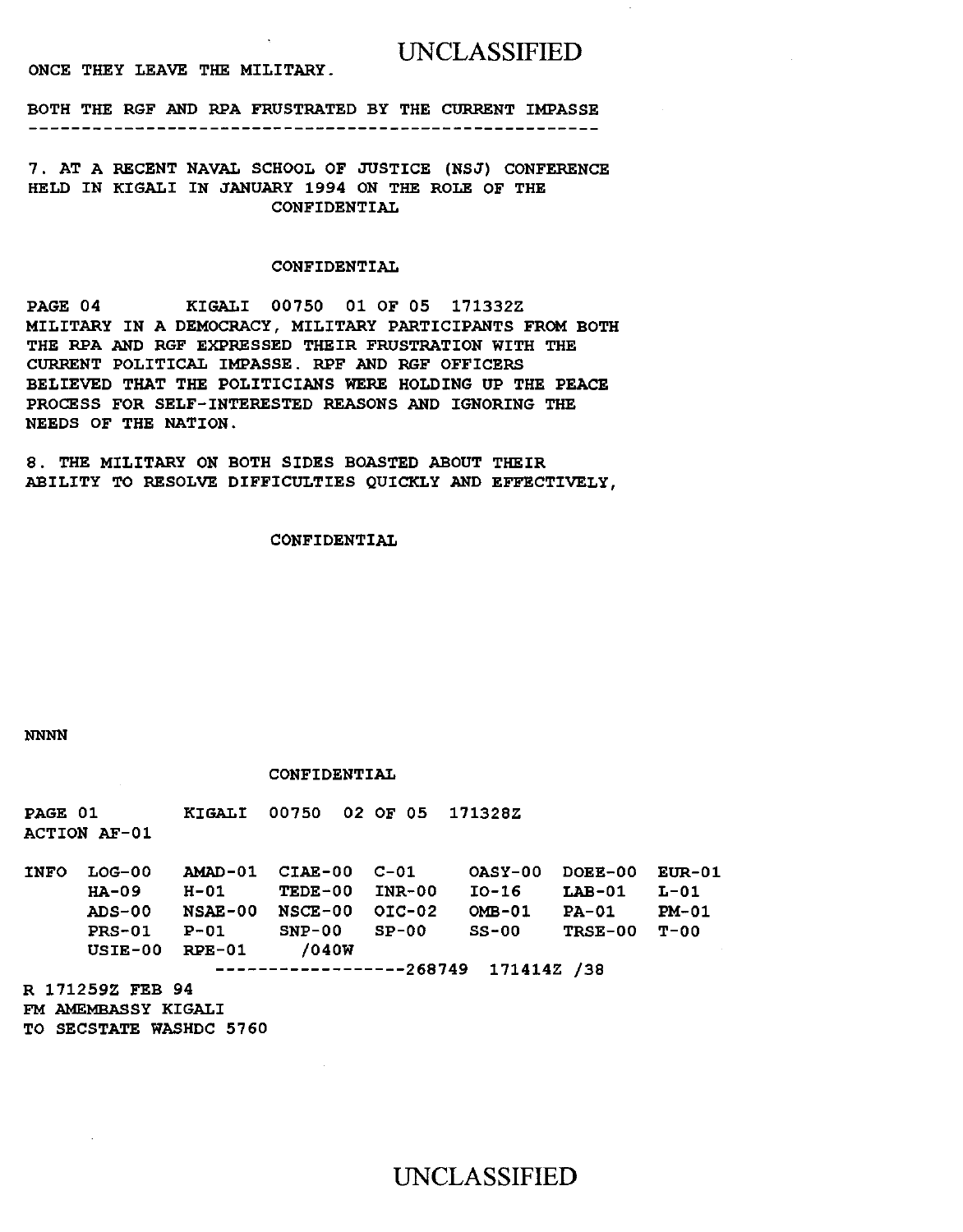ONCE THEY LEAVE THE MILITARY.

BOTH THE RGF AND RPA FRUSTRATED BY THE CURRENT IMPASSE
---------------------------------------------------

7. AT A RECENT NAVAL SCHOOL OF JUSTICE (NSJ) CONFERENCE HELD IN KIGALI IN JANUARY 1994 ON THE ROLE OF THE

CONFIDENTIAL

CONFIDENTIAL

PAGE 04 KIGALI 00750 01 OF 05 171332Z

MILITARY IN A DEMOCRACY, MILITARY PARTICIPANTS FROM BOTH THE RPA AND RGF EXPRESSED THEIR FRUSTRATION WITH THE CURRENT POLITICAL IMPASSE. RPF AND RGF OFFICERS BELIEVED THAT THE POLITICIANS WERE HOLDING UP THE PEACE PROCESS FOR SELF-INTERESTED REASONS AND IGNORING THE NEEDS OF THE NATION.

8. THE MILITARY ON BOTH SIDES BOASTED ABOUT THEIR ABILITY TO RESOLVE DIFFICULTIES QUICKLY AND EFFECTIVELY,

CONFIDENTIAL

NNNN

CONFIDENTIAL

PAGE 01 KIGALI 00750 02 OF 05 171328Z

ACTION AF-01

```
INFO  LOG-00   AMAD-01  CIAE-00  C-01     OASY-00  DOEE-00  EUR-01
      HA-09    H-01     TEDE-00  INR-00   IO-16    LAB-01   L-01
      ADS-00   NSAE-00  NSCE-00  OIC-02   OMB-01   PA-01    PM-01
      PRS-01   P-01     SNP-00   SP-00    SS-00    TRSE-00  T-00
      USIE-00  RPE-01   /040W
                    ------------------268749  171414Z /38
```

R 171259Z FEB 94

FM AMEMBASSY KIGALI

TO SECSTATE WASHDC 5760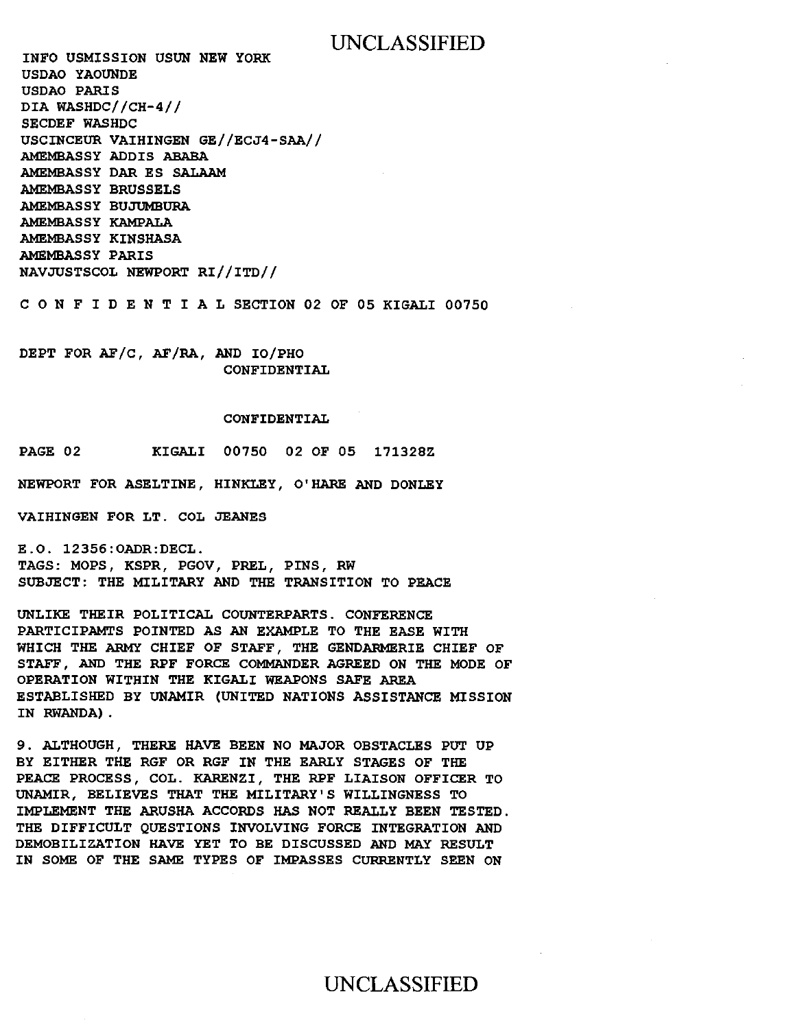INFO USMISSION USUN NEW YORK
USDAO YAOUNDE
USDAO PARIS
DIA WASHDC//CH-4//
SECDEF WASHDC
USCINCEUR VAIHINGEN GE//ECJ4-SAA//
AMEMBASSY ADDIS ABABA
AMEMBASSY DAR ES SALAAM
AMEMBASSY BRUSSELS
AMEMBASSY BUJUMBURA
AMEMBASSY KAMPALA
AMEMBASSY KINSHASA
AMEMBASSY PARIS
NAVJUSTSCOL NEWPORT RI//ITD//

C O N F I D E N T I A L SECTION 02 OF 05 KIGALI 00750

DEPT FOR AF/C, AF/RA, AND IO/PHO
CONFIDENTIAL

CONFIDENTIAL

PAGE 02 KIGALI 00750 02 OF 05 171328Z

NEWPORT FOR ASELTINE, HINKLEY, O'HARE AND DONLEY

VAIHINGEN FOR LT. COL JEANES

E.O. 12356:OADR:DECL.
TAGS: MOPS, KSPR, PGOV, PREL, PINS, RW
SUBJECT: THE MILITARY AND THE TRANSITION TO PEACE

UNLIKE THEIR POLITICAL COUNTERPARTS. CONFERENCE PARTICIPAMTS POINTED AS AN EXAMPLE TO THE EASE WITH WHICH THE ARMY CHIEF OF STAFF, THE GENDARMERIE CHIEF OF STAFF, AND THE RPF FORCE COMMANDER AGREED ON THE MODE OF OPERATION WITHIN THE KIGALI WEAPONS SAFE AREA ESTABLISHED BY UNAMIR (UNITED NATIONS ASSISTANCE MISSION IN RWANDA).

9. ALTHOUGH, THERE HAVE BEEN NO MAJOR OBSTACLES PUT UP BY EITHER THE RGF OR RGF IN THE EARLY STAGES OF THE PEACE PROCESS, COL. KARENZI, THE RPF LIAISON OFFICER TO UNAMIR, BELIEVES THAT THE MILITARY'S WILLINGNESS TO IMPLEMENT THE ARUSHA ACCORDS HAS NOT REALLY BEEN TESTED. THE DIFFICULT QUESTIONS INVOLVING FORCE INTEGRATION AND DEMOBILIZATION HAVE YET TO BE DISCUSSED AND MAY RESULT IN SOME OF THE SAME TYPES OF IMPASSES CURRENTLY SEEN ON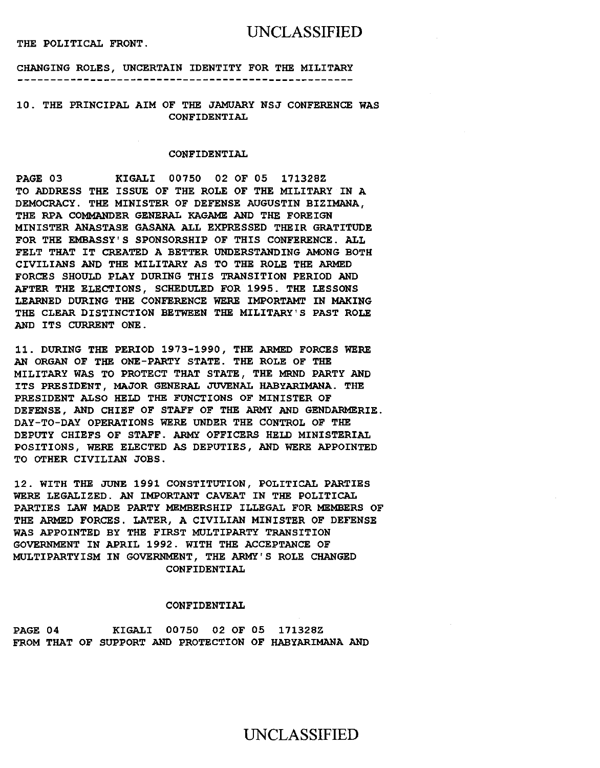THE POLITICAL FRONT.

CHANGING ROLES, UNCERTAIN IDENTITY FOR THE MILITARY

---

10. THE PRINCIPAL AIM OF THE JAMUARY NSJ CONFERENCE WAS TO ADDRESS THE ISSUE OF THE ROLE OF THE MILITARY IN A DEMOCRACY. THE MINISTER OF DEFENSE AUGUSTIN BIZIMANA, THE RPA COMMANDER GENERAL KAGAME AND THE FOREIGN MINISTER ANASTASE GASANA ALL EXPRESSED THEIR GRATITUDE FOR THE EMBASSY'S SPONSORSHIP OF THIS CONFERENCE. ALL FELT THAT IT CREATED A BETTER UNDERSTANDING AMONG BOTH CIVILIANS AND THE MILITARY AS TO THE ROLE THE ARMED FORCES SHOULD PLAY DURING THIS TRANSITION PERIOD AND AFTER THE ELECTIONS, SCHEDULED FOR 1995. THE LESSONS LEARNED DURING THE CONFERENCE WERE IMPORTAMT IN MAKING THE CLEAR DISTINCTION BETWEEN THE MILITARY'S PAST ROLE AND ITS CURRENT ONE.

11. DURING THE PERIOD 1973-1990, THE ARMED FORCES WERE AN ORGAN OF THE ONE-PARTY STATE. THE ROLE OF THE MILITARY WAS TO PROTECT THAT STATE, THE MRND PARTY AND ITS PRESIDENT, MAJOR GENERAL JUVENAL HABYARIMANA. THE PRESIDENT ALSO HELD THE FUNCTIONS OF MINISTER OF DEFENSE, AND CHIEF OF STAFF OF THE ARMY AND GENDARMERIE. DAY-TO-DAY OPERATIONS WERE UNDER THE CONTROL OF THE DEPUTY CHIEFS OF STAFF. ARMY OFFICERS HELD MINISTERIAL POSITIONS, WERE ELECTED AS DEPUTIES, AND WERE APPOINTED TO OTHER CIVILIAN JOBS.

12. WITH THE JUNE 1991 CONSTITUTION, POLITICAL PARTIES WERE LEGALIZED. AN IMPORTANT CAVEAT IN THE POLITICAL PARTIES LAW MADE PARTY MEMBERSHIP ILLEGAL FOR MEMBERS OF THE ARMED FORCES. LATER, A CIVILIAN MINISTER OF DEFENSE WAS APPOINTED BY THE FIRST MULTIPARTY TRANSITION GOVERNMENT IN APRIL 1992. WITH THE ACCEPTANCE OF MULTIPARTYISM IN GOVERNMENT, THE ARMY'S ROLE CHANGED FROM THAT OF SUPPORT AND PROTECTION OF HABYARIMANA AND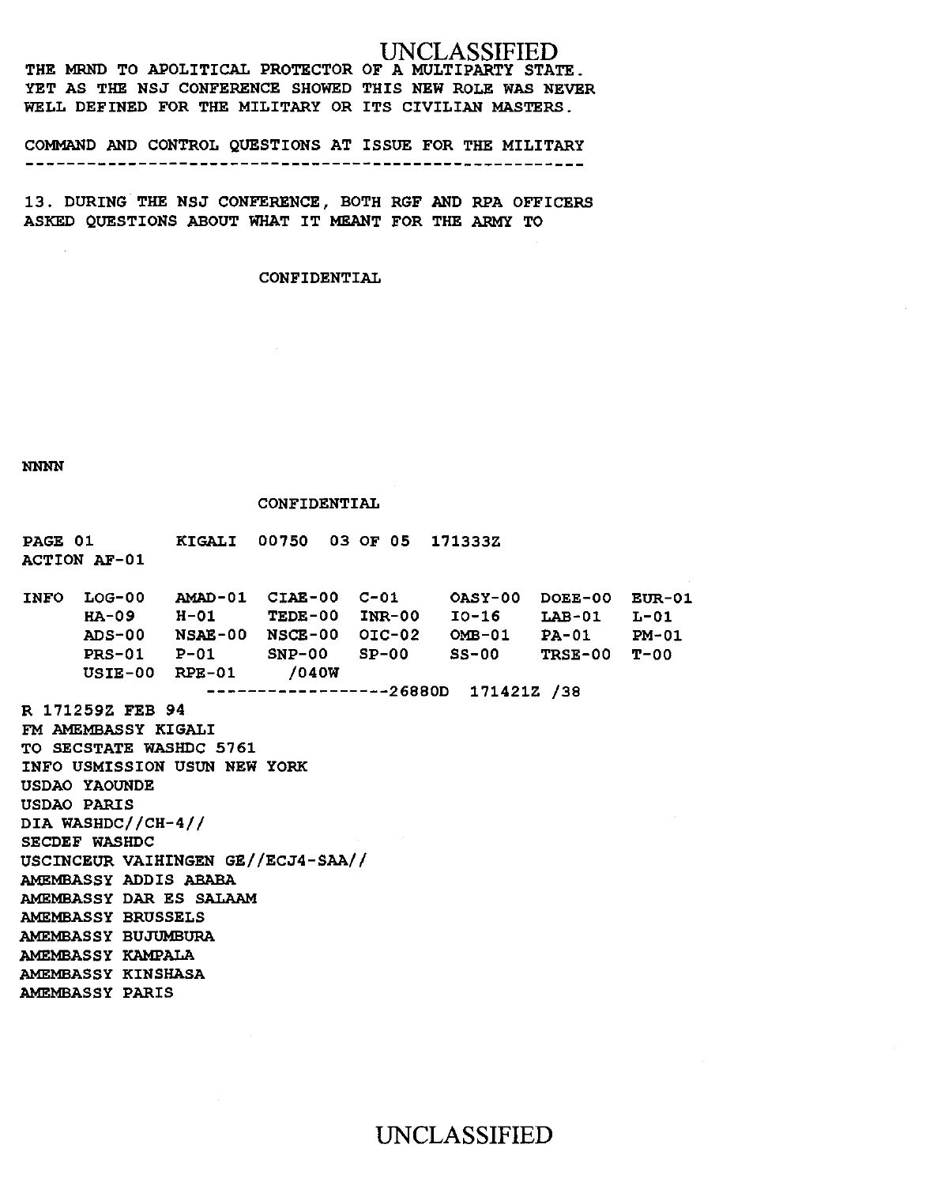THE MRND TO APOLITICAL PROTECTOR OF A MULTIPARTY STATE. YET AS THE NSJ CONFERENCE SHOWED THIS NEW ROLE WAS NEVER WELL DEFINED FOR THE MILITARY OR ITS CIVILIAN MASTERS.

COMMAND AND CONTROL QUESTIONS AT ISSUE FOR THE MILITARY
------------------------------------------------------

13. DURING THE NSJ CONFERENCE, BOTH RGF AND RPA OFFICERS ASKED QUESTIONS ABOUT WHAT IT MEANT FOR THE ARMY TO

CONFIDENTIAL

NNNN

CONFIDENTIAL

```
PAGE 01        KIGALI  00750  03 OF 05  171333Z
ACTION AF-01

INFO  LOG-00   AMAD-01  CIAE-00  C-01     OASY-00  DOEE-00  EUR-01
      HA-09    H-01     TEDE-00  INR-00   IO-16    LAB-01   L-01
      ADS-00   NSAE-00  NSCE-00  OIC-02   OMB-01   PA-01    PM-01
      PRS-01   P-01     SNP-00   SP-00    SS-00    TRSE-00  T-00
      USIE-00  RPE-01    /040W
                  ------------------26880D  171421Z /38
```

R 171259Z FEB 94
FM AMEMBASSY KIGALI
TO SECSTATE WASHDC 5761
INFO USMISSION USUN NEW YORK
USDAO YAOUNDE
USDAO PARIS
DIA WASHDC//CH-4//
SECDEF WASHDC
USCINCEUR VAIHINGEN GE//ECJ4-SAA//
AMEMBASSY ADDIS ABABA
AMEMBASSY DAR ES SALAAM
AMEMBASSY BRUSSELS
AMEMBASSY BUJUMBURA
AMEMBASSY KAMPALA
AMEMBASSY KINSHASA
AMEMBASSY PARIS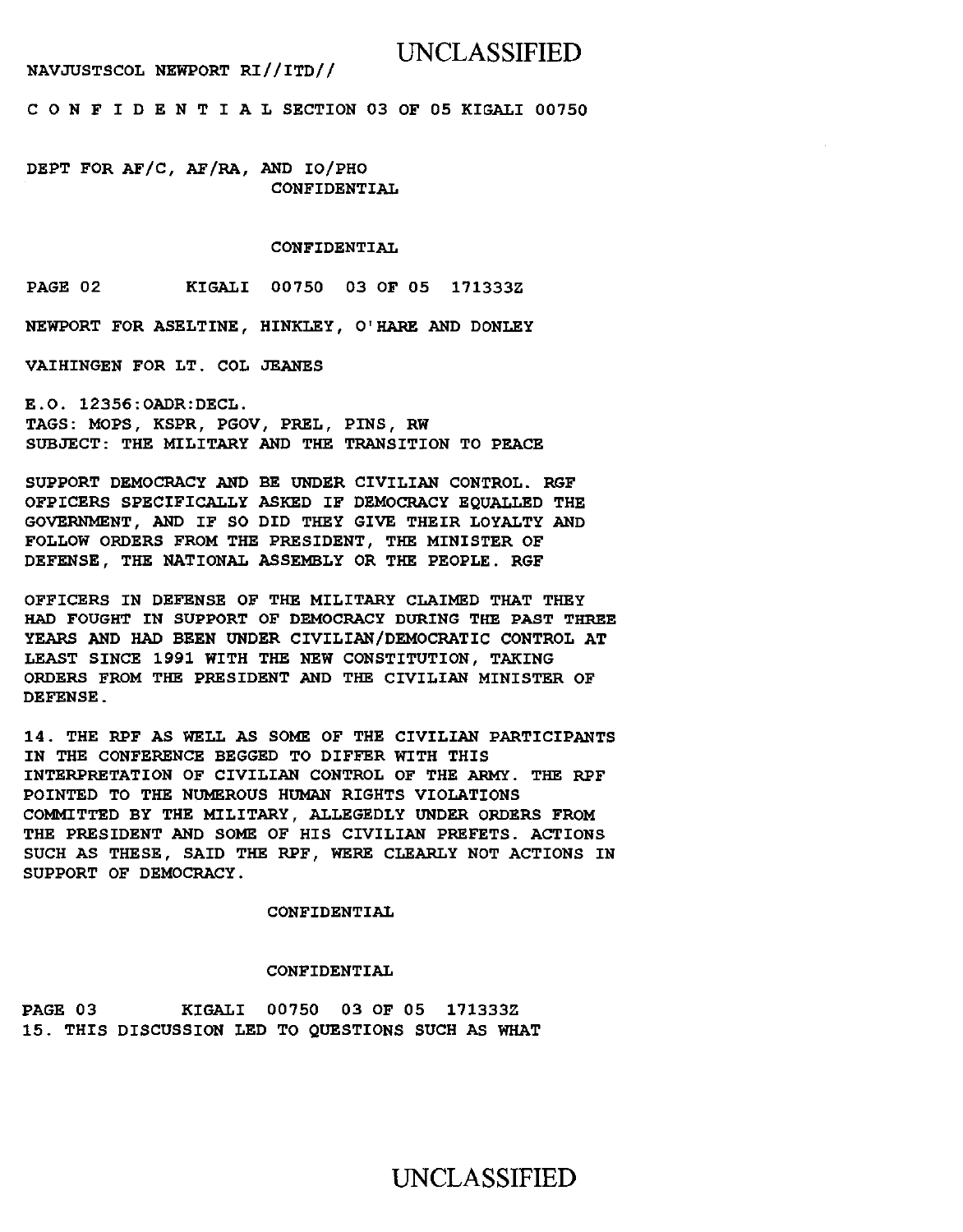NAVJUSTSCOL NEWPORT RI//ITD//

C O N F I D E N T I A L SECTION 03 OF 05 KIGALI 00750

DEPT FOR AF/C, AF/RA, AND IO/PHO
CONFIDENTIAL

CONFIDENTIAL

PAGE 02 KIGALI 00750 03 OF 05 171333Z

NEWPORT FOR ASELTINE, HINKLEY, O'HARE AND DONLEY

VAIHINGEN FOR LT. COL JEANES

E.O. 12356:OADR:DECL.
TAGS: MOPS, KSPR, PGOV, PREL, PINS, RW
SUBJECT: THE MILITARY AND THE TRANSITION TO PEACE

SUPPORT DEMOCRACY AND BE UNDER CIVILIAN CONTROL. RGF OFFICERS SPECIFICALLY ASKED IF DEMOCRACY EQUALLED THE GOVERNMENT, AND IF SO DID THEY GIVE THEIR LOYALTY AND FOLLOW ORDERS FROM THE PRESIDENT, THE MINISTER OF DEFENSE, THE NATIONAL ASSEMBLY OR THE PEOPLE. RGF

OFFICERS IN DEFENSE OF THE MILITARY CLAIMED THAT THEY HAD FOUGHT IN SUPPORT OF DEMOCRACY DURING THE PAST THREE YEARS AND HAD BEEN UNDER CIVILIAN/DEMOCRATIC CONTROL AT LEAST SINCE 1991 WITH THE NEW CONSTITUTION, TAKING ORDERS FROM THE PRESIDENT AND THE CIVILIAN MINISTER OF DEFENSE.

14. THE RPF AS WELL AS SOME OF THE CIVILIAN PARTICIPANTS IN THE CONFERENCE BEGGED TO DIFFER WITH THIS INTERPRETATION OF CIVILIAN CONTROL OF THE ARMY. THE RPF POINTED TO THE NUMEROUS HUMAN RIGHTS VIOLATIONS COMMITTED BY THE MILITARY, ALLEGEDLY UNDER ORDERS FROM THE PRESIDENT AND SOME OF HIS CIVILIAN PREFETS. ACTIONS SUCH AS THESE, SAID THE RPF, WERE CLEARLY NOT ACTIONS IN SUPPORT OF DEMOCRACY.

CONFIDENTIAL

CONFIDENTIAL

PAGE 03 KIGALI 00750 03 OF 05 171333Z

15. THIS DISCUSSION LED TO QUESTIONS SUCH AS WHAT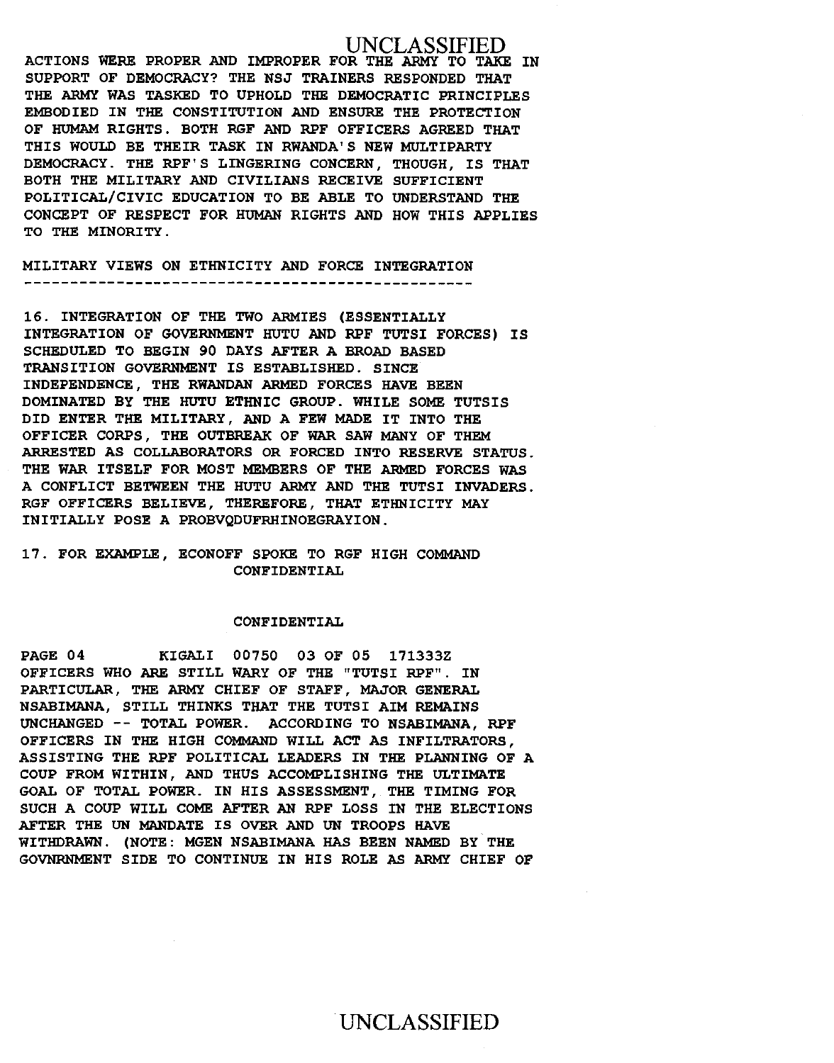ACTIONS WERE PROPER AND IMPROPER FOR THE ARMY TO TAKE IN SUPPORT OF DEMOCRACY? THE NSJ TRAINERS RESPONDED THAT THE ARMY WAS TASKED TO UPHOLD THE DEMOCRATIC PRINCIPLES EMBODIED IN THE CONSTITUTION AND ENSURE THE PROTECTION OF HUMAM RIGHTS. BOTH RGF AND RPF OFFICERS AGREED THAT THIS WOULD BE THEIR TASK IN RWANDA'S NEW MULTIPARTY DEMOCRACY. THE RPF'S LINGERING CONCERN, THOUGH, IS THAT BOTH THE MILITARY AND CIVILIANS RECEIVE SUFFICIENT POLITICAL/CIVIC EDUCATION TO BE ABLE TO UNDERSTAND THE CONCEPT OF RESPECT FOR HUMAN RIGHTS AND HOW THIS APPLIES TO THE MINORITY.

MILITARY VIEWS ON ETHNICITY AND FORCE INTEGRATION
-------------------------------------------------

16. INTEGRATION OF THE TWO ARMIES (ESSENTIALLY INTEGRATION OF GOVERNMENT HUTU AND RPF TUTSI FORCES) IS SCHEDULED TO BEGIN 90 DAYS AFTER A BROAD BASED TRANSITION GOVERNMENT IS ESTABLISHED. SINCE INDEPENDENCE, THE RWANDAN ARMED FORCES HAVE BEEN DOMINATED BY THE HUTU ETHNIC GROUP. WHILE SOME TUTSIS DID ENTER THE MILITARY, AND A FEW MADE IT INTO THE OFFICER CORPS, THE OUTBREAK OF WAR SAW MANY OF THEM ARRESTED AS COLLABORATORS OR FORCED INTO RESERVE STATUS. THE WAR ITSELF FOR MOST MEMBERS OF THE ARMED FORCES WAS A CONFLICT BETWEEN THE HUTU ARMY AND THE TUTSI INVADERS. RGF OFFICERS BELIEVE, THEREFORE, THAT ETHNICITY MAY INITIALLY POSE A PROBVQDUFRHINOEGRAYION.

17. FOR EXAMPLE, ECONOFF SPOKE TO RGF HIGH COMMAND

CONFIDENTIAL

CONFIDENTIAL

PAGE 04 KIGALI 00750 03 OF 05 171333Z

OFFICERS WHO ARE STILL WARY OF THE "TUTSI RPF". IN PARTICULAR, THE ARMY CHIEF OF STAFF, MAJOR GENERAL NSABIMANA, STILL THINKS THAT THE TUTSI AIM REMAINS UNCHANGED -- TOTAL POWER. ACCORDING TO NSABIMANA, RPF OFFICERS IN THE HIGH COMMAND WILL ACT AS INFILTRATORS, ASSISTING THE RPF POLITICAL LEADERS IN THE PLANNING OF A COUP FROM WITHIN, AND THUS ACCOMPLISHING THE ULTIMATE GOAL OF TOTAL POWER. IN HIS ASSESSMENT, THE TIMING FOR SUCH A COUP WILL COME AFTER AN RPF LOSS IN THE ELECTIONS AFTER THE UN MANDATE IS OVER AND UN TROOPS HAVE WITHDRAWN. (NOTE: MGEN NSABIMANA HAS BEEN NAMED BY THE GOVNRNMENT SIDE TO CONTINUE IN HIS ROLE AS ARMY CHIEF OF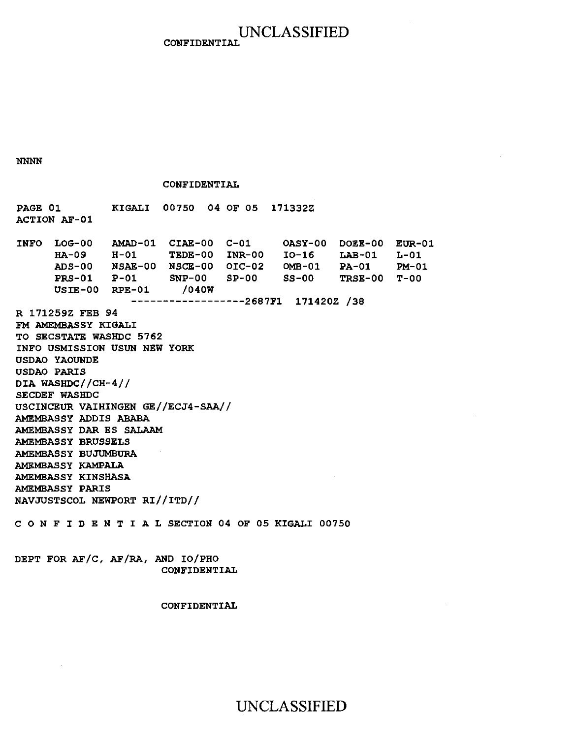CONFIDENTIAL

NNNN

CONFIDENTIAL

PAGE 01 KIGALI 00750 04 OF 05 171332Z
ACTION AF-01

```
INFO  LOG-00    AMAD-01  CIAE-00  C-01     OASY-00  DOEE-00  EUR-01
      HA-09     H-01     TEDE-00  INR-00   IO-16    LAB-01   L-01
      ADS-00    NSAE-00  NSCE-00  OIC-02   OMB-01   PA-01    PM-01
      PRS-01    P-01     SNP-00   SP-00    SS-00    TRSE-00  T-00
      USIE-00   RPE-01     /040W
                  ------------------2687F1  171420Z /38
```

R 171259Z FEB 94
FM AMEMBASSY KIGALI
TO SECSTATE WASHDC 5762
INFO USMISSION USUN NEW YORK
USDAO YAOUNDE
USDAO PARIS
DIA WASHDC//CH-4//
SECDEF WASHDC
USCINCEUR VAIHINGEN GE//ECJ4-SAA//
AMEMBASSY ADDIS ABABA
AMEMBASSY DAR ES SALAAM
AMEMBASSY BRUSSELS
AMEMBASSY BUJUMBURA
AMEMBASSY KAMPALA
AMEMBASSY KINSHASA
AMEMBASSY PARIS
NAVJUSTSCOL NEWPORT RI//ITD//

C O N F I D E N T I A L SECTION 04 OF 05 KIGALI 00750

DEPT FOR AF/C, AF/RA, AND IO/PHO
CONFIDENTIAL

CONFIDENTIAL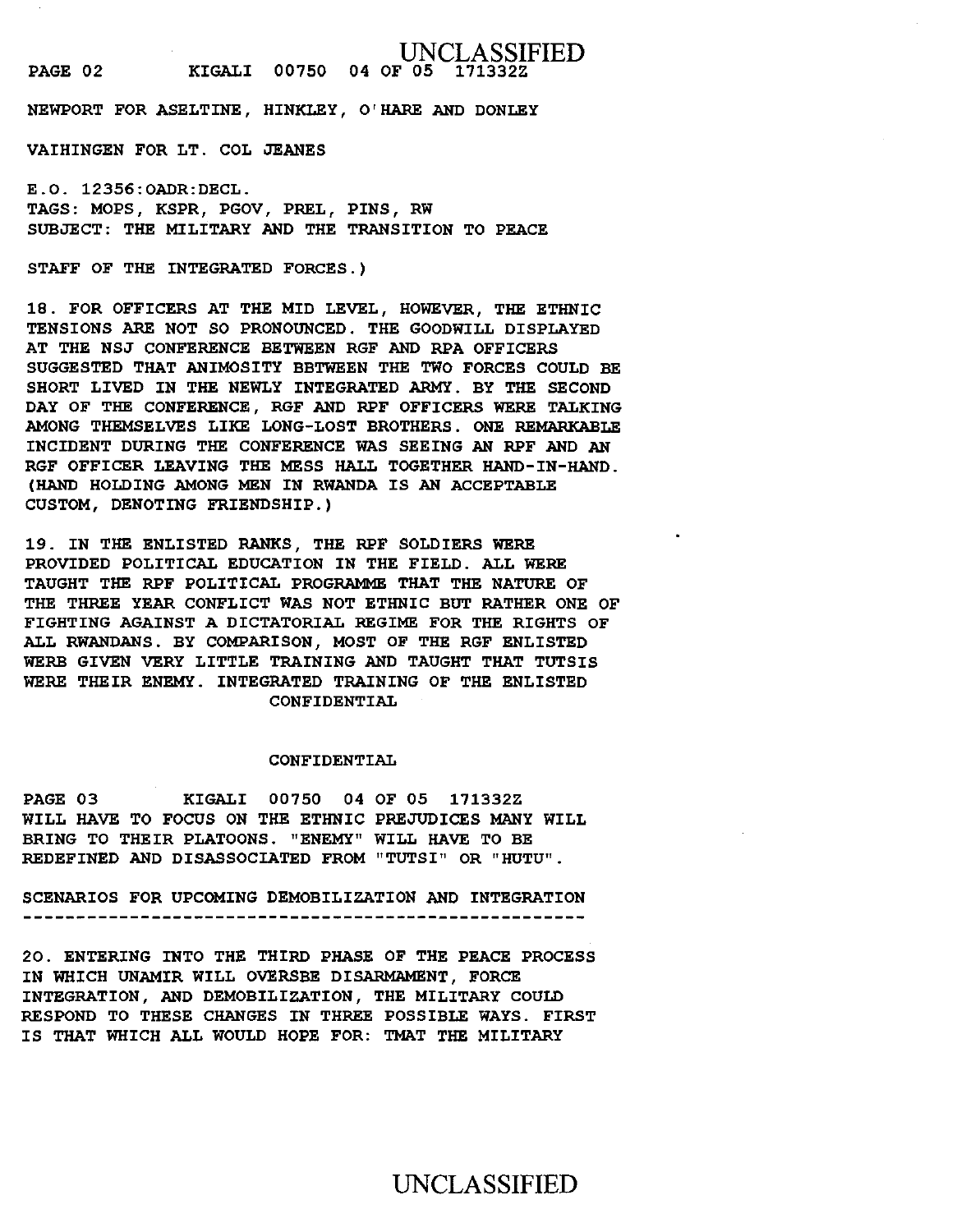NEWPORT FOR ASELTINE, HINKLEY, O'HARE AND DONLEY

VAIHINGEN FOR LT. COL JEANES

E.O. 12356:OADR:DECL.
TAGS: MOPS, KSPR, PGOV, PREL, PINS, RW
SUBJECT: THE MILITARY AND THE TRANSITION TO PEACE

STAFF OF THE INTEGRATED FORCES.)

18. FOR OFFICERS AT THE MID LEVEL, HOWEVER, THE ETHNIC TENSIONS ARE NOT SO PRONOUNCED. THE GOODWILL DISPLAYED AT THE NSJ CONFERENCE BETWEEN RGF AND RPA OFFICERS SUGGESTED THAT ANIMOSITY BBTWEEN THE TWO FORCES COULD BE SHORT LIVED IN THE NEWLY INTEGRATED ARMY. BY THE SECOND DAY OF THE CONFERENCE, RGF AND RPF OFFICERS WERE TALKING AMONG THEMSELVES LIKE LONG-LOST BROTHERS. ONE REMARKABLE INCIDENT DURING THE CONFERENCE WAS SEEING AN RPF AND AN RGF OFFICER LEAVING THE MESS HALL TOGETHER HAND-IN-HAND. (HAND HOLDING AMONG MEN IN RWANDA IS AN ACCEPTABLE CUSTOM, DENOTING FRIENDSHIP.)

19. IN THE ENLISTED RANKS, THE RPF SOLDIERS WERE PROVIDED POLITICAL EDUCATION IN THE FIELD. ALL WERE TAUGHT THE RPF POLITICAL PROGRAMME THAT THE NATURE OF THE THREE YEAR CONFLICT WAS NOT ETHNIC BUT RATHER ONE OF FIGHTING AGAINST A DICTATORIAL REGIME FOR THE RIGHTS OF ALL RWANDANS. BY COMPARISON, MOST OF THE RGF ENLISTED WERB GIVEN VERY LITTLE TRAINING AND TAUGHT THAT TUTSIS WERE THEIR ENEMY. INTEGRATED TRAINING OF THE ENLISTED WILL HAVE TO FOCUS ON THE ETHNIC PREJUDICES MANY WILL BRING TO THEIR PLATOONS. "ENEMY" WILL HAVE TO BE REDEFINED AND DISASSOCIATED FROM "TUTSI" OR "HUTU".

SCENARIOS FOR UPCOMING DEMOBILIZATION AND INTEGRATION
---------------------------------------------------

20. ENTERING INTO THE THIRD PHASE OF THE PEACE PROCESS IN WHICH UNAMIR WILL OVERSBE DISARMAMENT, FORCE INTEGRATION, AND DEMOBILIZATION, THE MILITARY COULD RESPOND TO THESE CHANGES IN THREE POSSIBLE WAYS. FIRST IS THAT WHICH ALL WOULD HOPE FOR: TMAT THE MILITARY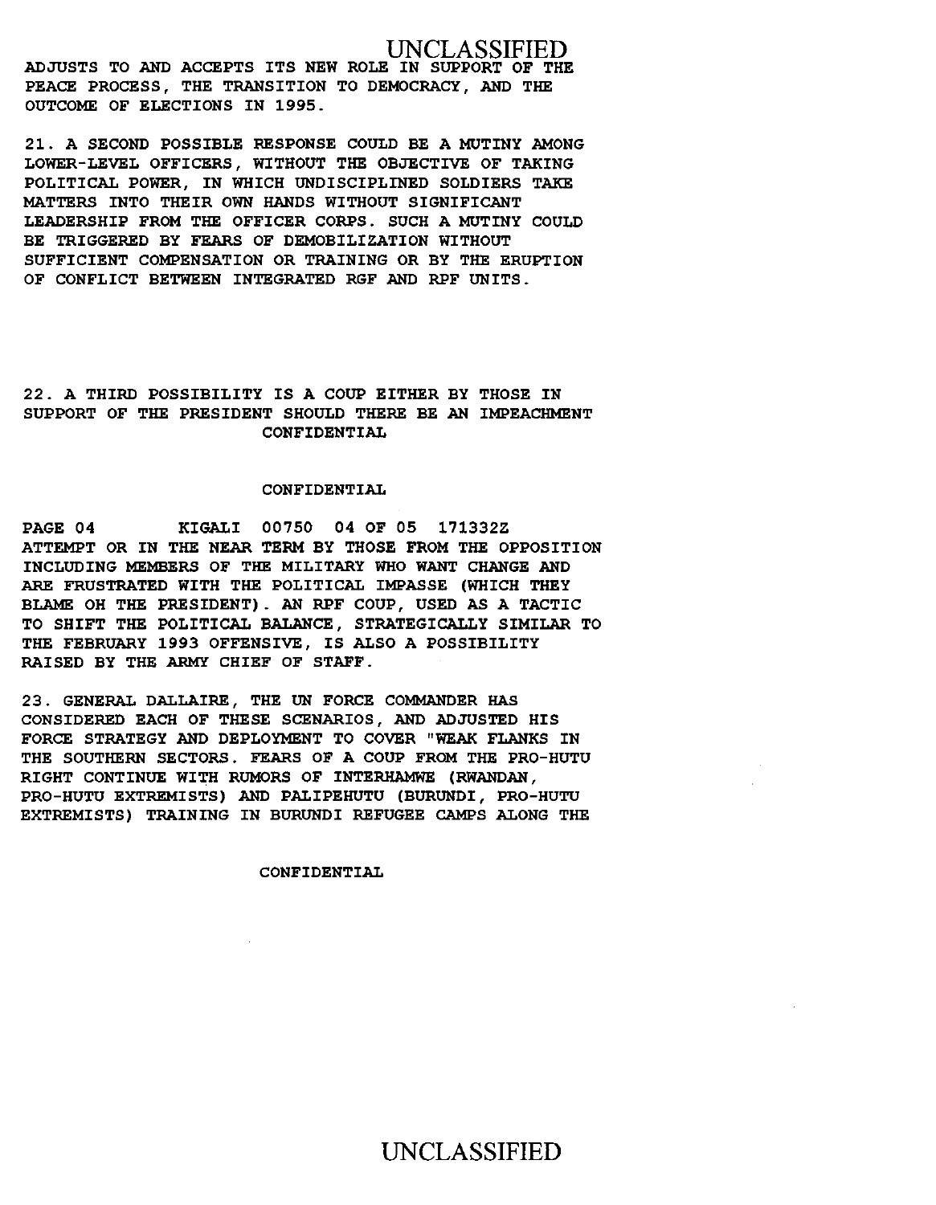ADJUSTS TO AND ACCEPTS ITS NEW ROLE IN SUPPORT OF THE PEACE PROCESS, THE TRANSITION TO DEMOCRACY, AND THE OUTCOME OF ELECTIONS IN 1995.

21. A SECOND POSSIBLE RESPONSE COULD BE A MUTINY AMONG LOWER-LEVEL OFFICERS, WITHOUT THE OBJECTIVE OF TAKING POLITICAL POWER, IN WHICH UNDISCIPLINED SOLDIERS TAKE MATTERS INTO THEIR OWN HANDS WITHOUT SIGNIFICANT LEADERSHIP FROM THE OFFICER CORPS. SUCH A MUTINY COULD BE TRIGGERED BY FEARS OF DEMOBILIZATION WITHOUT SUFFICIENT COMPENSATION OR TRAINING OR BY THE ERUPTION OF CONFLICT BETWEEN INTEGRATED RGF AND RPF UNITS.

22. A THIRD POSSIBILITY IS A COUP EITHER BY THOSE IN SUPPORT OF THE PRESIDENT SHOULD THERE BE AN IMPEACHMENT

CONFIDENTIAL

CONFIDENTIAL

PAGE 04 KIGALI 00750 04 OF 05 171332Z

ATTEMPT OR IN THE NEAR TERM BY THOSE FROM THE OPPOSITION INCLUDING MEMBERS OF THE MILITARY WHO WANT CHANGE AND ARE FRUSTRATED WITH THE POLITICAL IMPASSE (WHICH THEY BLAME OH THE PRESIDENT). AN RPF COUP, USED AS A TACTIC TO SHIFT THE POLITICAL BALANCE, STRATEGICALLY SIMILAR TO THE FEBRUARY 1993 OFFENSIVE, IS ALSO A POSSIBILITY RAISED BY THE ARMY CHIEF OF STAFF.

23. GENERAL DALLAIRE, THE UN FORCE COMMANDER HAS CONSIDERED EACH OF THESE SCENARIOS, AND ADJUSTED HIS FORCE STRATEGY AND DEPLOYMENT TO COVER "WEAK FLANKS IN THE SOUTHERN SECTORS. FEARS OF A COUP FROM THE PRO-HUTU RIGHT CONTINUE WITH RUMORS OF INTERHAMWE (RWANDAN, PRO-HUTU EXTREMISTS) AND PALIPEHUTU (BURUNDI, PRO-HUTU EXTREMISTS) TRAINING IN BURUNDI REFUGEE CAMPS ALONG THE

CONFIDENTIAL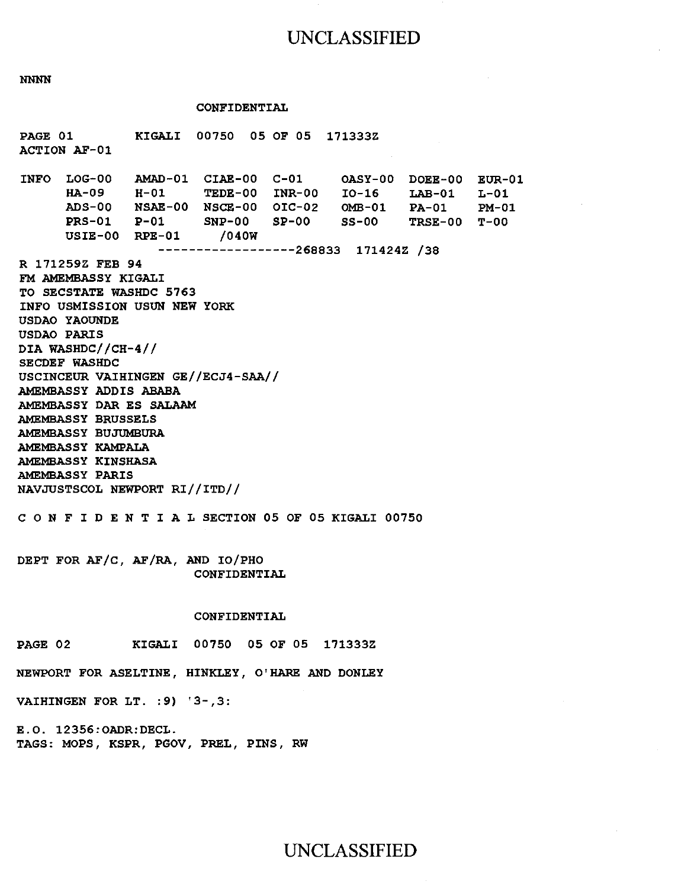NNNN

CONFIDENTIAL

PAGE 01 KIGALI 00750 05 OF 05 171333Z
ACTION AF-01

```
INFO  LOG-00   AMAD-01  CIAE-00  C-01     OASY-00  DOEE-00  EUR-01
      HA-09    H-01     TEDE-00  INR-00   IO-16    LAB-01   L-01
      ADS-00   NSAE-00  NSCE-00  OIC-02   OMB-01   PA-01    PM-01
      PRS-01   P-01     SNP-00   SP-00    SS-00    TRSE-00  T-00
      USIE-00  RPE-01     /040W
                    ------------------268833  171424Z /38
```

R 171259Z FEB 94
FM AMEMBASSY KIGALI
TO SECSTATE WASHDC 5763
INFO USMISSION USUN NEW YORK
USDAO YAOUNDE
USDAO PARIS
DIA WASHDC//CH-4//
SECDEF WASHDC
USCINCEUR VAIHINGEN GE//ECJ4-SAA//
AMEMBASSY ADDIS ABABA
AMEMBASSY DAR ES SALAAM
AMEMBASSY BRUSSELS
AMEMBASSY BUJUMBURA
AMEMBASSY KAMPALA
AMEMBASSY KINSHASA
AMEMBASSY PARIS
NAVJUSTSCOL NEWPORT RI//ITD//

C O N F I D E N T I A L SECTION 05 OF 05 KIGALI 00750

DEPT FOR AF/C, AF/RA, AND IO/PHO

CONFIDENTIAL

CONFIDENTIAL

PAGE 02 KIGALI 00750 05 OF 05 171333Z

NEWPORT FOR ASELTINE, HINKLEY, O'HARE AND DONLEY

VAIHINGEN FOR LT. :9) '3-,3:

E.O. 12356:OADR:DECL.
TAGS: MOPS, KSPR, PGOV, PREL, PINS, RW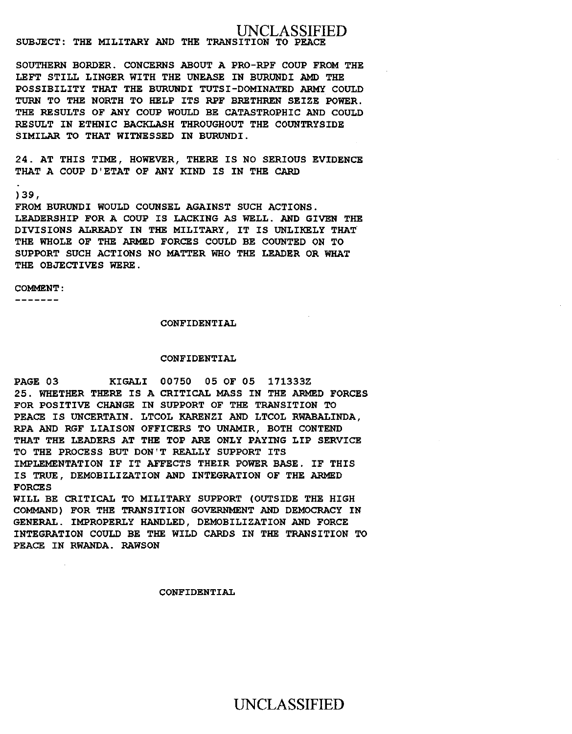SUBJECT: THE MILITARY AND THE TRANSITION TO PEACE

SOUTHERN BORDER. CONCERNS ABOUT A PRO-RPF COUP FROM THE LEFT STILL LINGER WITH THE UNEASE IN BURUNDI AMD THE POSSIBILITY THAT THE BURUNDI TUTSI-DOMINATED ARMY COULD TURN TO THE NORTH TO HELP ITS RPF BRETHREN SEIZE POWER. THE RESULTS OF ANY COUP WOULD BE CATASTROPHIC AND COULD RESULT IN ETHNIC BACKLASH THROUGHOUT THE COUNTRYSIDE SIMILAR TO THAT WITNESSED IN BURUNDI.

24. AT THIS TIME, HOWEVER, THERE IS NO SERIOUS EVIDENCE THAT A COUP D'ETAT OF ANY KIND IS IN THE CARD

.

)39,

FROM BURUNDI WOULD COUNSEL AGAINST SUCH ACTIONS. LEADERSHIP FOR A COUP IS LACKING AS WELL. AND GIVEN THE DIVISIONS ALREADY IN THE MILITARY, IT IS UNLIKELY THAT THE WHOLE OF THE ARMED FORCES COULD BE COUNTED ON TO SUPPORT SUCH ACTIONS NO MATTER WHO THE LEADER OR WHAT THE OBJECTIVES WERE.

COMMENT:

-------

CONFIDENTIAL

CONFIDENTIAL

PAGE 03 KIGALI 00750 05 OF 05 171333Z

25. WHETHER THERE IS A CRITICAL MASS IN THE ARMED FORCES FOR POSITIVE CHANGE IN SUPPORT OF THE TRANSITION TO PEACE IS UNCERTAIN. LTCOL KARENZI AND LTCOL RWABALINDA, RPA AND RGF LIAISON OFFICERS TO UNAMIR, BOTH CONTEND THAT THE LEADERS AT THE TOP ARE ONLY PAYING LIP SERVICE TO THE PROCESS BUT DON'T REALLY SUPPORT ITS IMPLEMENTATION IF IT AFFECTS THEIR POWER BASE. IF THIS IS TRUE, DEMOBILIZATION AND INTEGRATION OF THE ARMED FORCES
WILL BE CRITICAL TO MILITARY SUPPORT (OUTSIDE THE HIGH COMMAND) FOR THE TRANSITION GOVERNMENT AND DEMOCRACY IN GENERAL. IMPROPERLY HANDLED, DEMOBILIZATION AND FORCE INTEGRATION COULD BE THE WILD CARDS IN THE TRANSITION TO PEACE IN RWANDA. RAWSON

CONFIDENTIAL